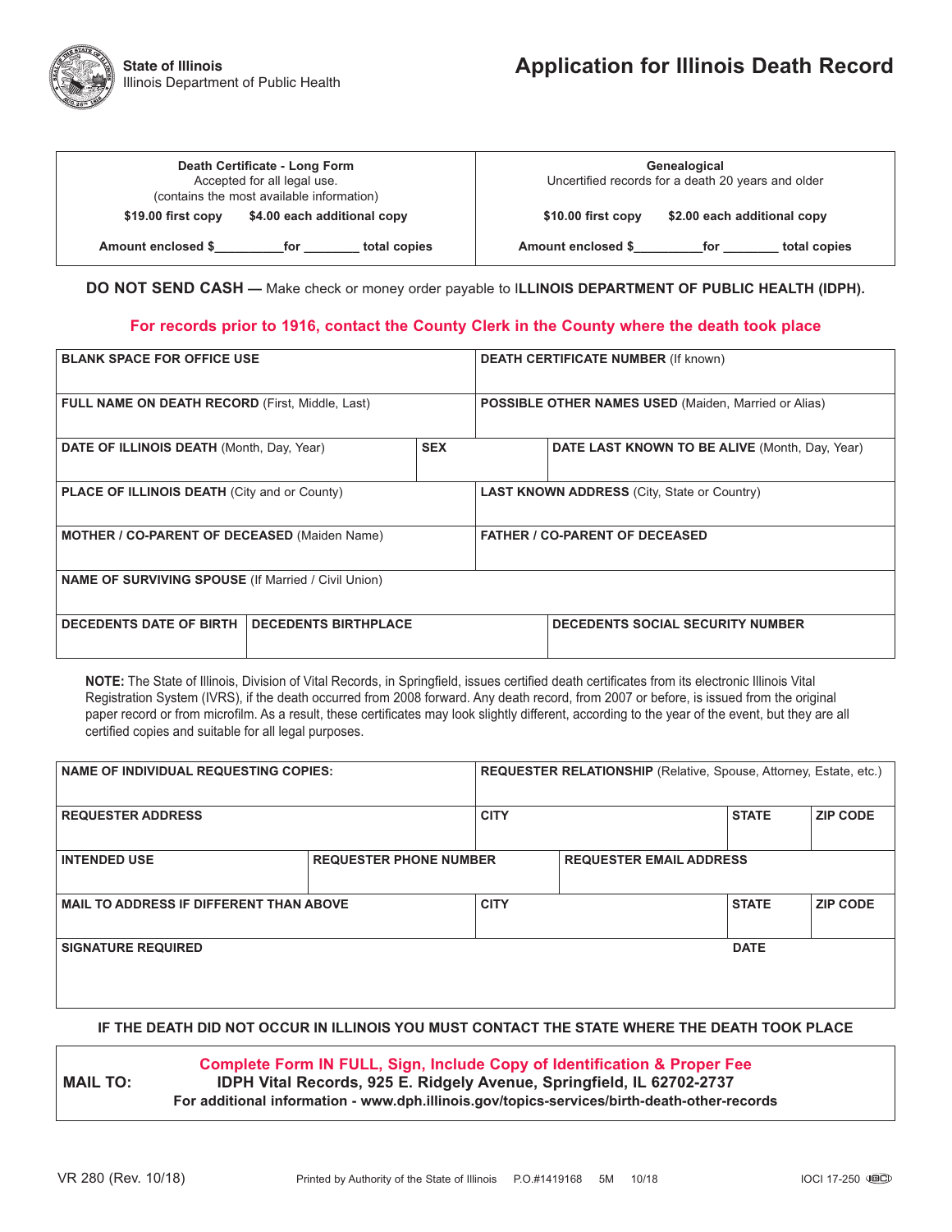State of Illinois
Illinois Department of Public Health

# Application for Illinois Death Record

| **Death Certificate - Long Form**<br>Accepted for all legal use.<br>(contains the most available information)<br>**$19.00 first copy** **$4.00 each additional copy**<br>**Amount enclosed $\_\_\_\_\_\_\_\_\_\_for \_\_\_\_\_\_\_\_ total copies** | **Genealogical**<br>Uncertified records for a death 20 years and older<br>**$10.00 first copy** **$2.00 each additional copy**<br>**Amount enclosed $\_\_\_\_\_\_\_\_\_\_for \_\_\_\_\_\_\_\_ total copies** |
|---|---|

**DO NOT SEND CASH —** Make check or money order payable to **ILLINOIS DEPARTMENT OF PUBLIC HEALTH (IDPH).**

**For records prior to 1916, contact the County Clerk in the County where the death took place**

| | | | |
|---|---|---|---|
| **BLANK SPACE FOR OFFICE USE** | | **DEATH CERTIFICATE NUMBER** (If known) | |
| **FULL NAME ON DEATH RECORD** (First, Middle, Last) | | **POSSIBLE OTHER NAMES USED** (Maiden, Married or Alias) | |
| **DATE OF ILLINOIS DEATH** (Month, Day, Year) | **SEX** | **DATE LAST KNOWN TO BE ALIVE** (Month, Day, Year) | |
| **PLACE OF ILLINOIS DEATH** (City and or County) | | **LAST KNOWN ADDRESS** (City, State or Country) | |
| **MOTHER / CO-PARENT OF DECEASED** (Maiden Name) | | **FATHER / CO-PARENT OF DECEASED** | |
| **NAME OF SURVIVING SPOUSE** (If Married / Civil Union) | | | |
| **DECEDENTS DATE OF BIRTH** | **DECEDENTS BIRTHPLACE** | **DECEDENTS SOCIAL SECURITY NUMBER** | |

**NOTE:** The State of Illinois, Division of Vital Records, in Springfield, issues certified death certificates from its electronic Illinois Vital Registration System (IVRS), if the death occurred from 2008 forward. Any death record, from 2007 or before, is issued from the original paper record or from microfilm. As a result, these certificates may look slightly different, according to the year of the event, but they are all certified copies and suitable for all legal purposes.

| | | | | |
|---|---|---|---|---|
| **NAME OF INDIVIDUAL REQUESTING COPIES:** | | **REQUESTER RELATIONSHIP** (Relative, Spouse, Attorney, Estate, etc.) | | |
| **REQUESTER ADDRESS** | | **CITY** | **STATE** | **ZIP CODE** |
| **INTENDED USE** | **REQUESTER PHONE NUMBER** | **REQUESTER EMAIL ADDRESS** | | |
| **MAIL TO ADDRESS IF DIFFERENT THAN ABOVE** | | **CITY** | **STATE** | **ZIP CODE** |
| **SIGNATURE REQUIRED** | | | **DATE** | |

**IF THE DEATH DID NOT OCCUR IN ILLINOIS YOU MUST CONTACT THE STATE WHERE THE DEATH TOOK PLACE**

**MAIL TO:**

**Complete Form IN FULL, Sign, Include Copy of Identification & Proper Fee**
**IDPH Vital Records, 925 E. Ridgely Avenue, Springfield, IL 62702-2737**
**For additional information - www.dph.illinois.gov/topics-services/birth-death-other-records**

VR 280 (Rev. 10/18) Printed by Authority of the State of Illinois P.O.#1419168 5M 10/18 IOCI 17-250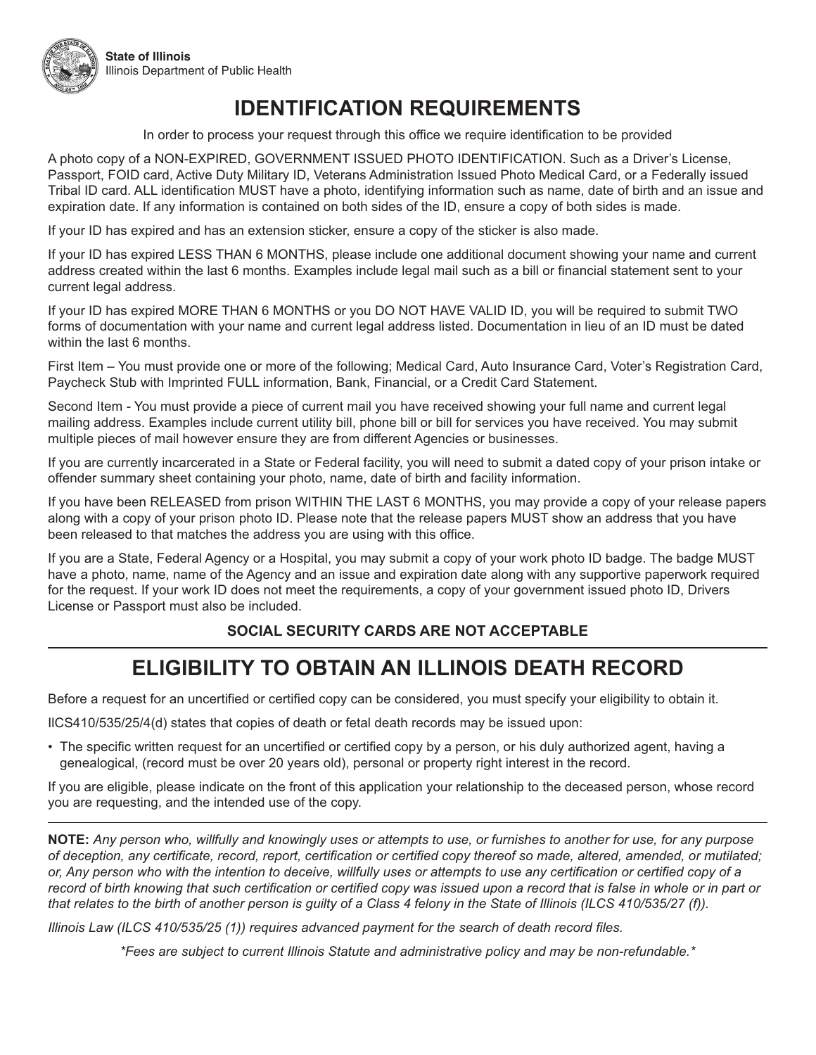**State of Illinois**
Illinois Department of Public Health

# IDENTIFICATION REQUIREMENTS

In order to process your request through this office we require identification to be provided

A photo copy of a NON-EXPIRED, GOVERNMENT ISSUED PHOTO IDENTIFICATION. Such as a Driver's License, Passport, FOID card, Active Duty Military ID, Veterans Administration Issued Photo Medical Card, or a Federally issued Tribal ID card. ALL identification MUST have a photo, identifying information such as name, date of birth and an issue and expiration date. If any information is contained on both sides of the ID, ensure a copy of both sides is made.

If your ID has expired and has an extension sticker, ensure a copy of the sticker is also made.

If your ID has expired LESS THAN 6 MONTHS, please include one additional document showing your name and current address created within the last 6 months. Examples include legal mail such as a bill or financial statement sent to your current legal address.

If your ID has expired MORE THAN 6 MONTHS or you DO NOT HAVE VALID ID, you will be required to submit TWO forms of documentation with your name and current legal address listed. Documentation in lieu of an ID must be dated within the last 6 months.

First Item – You must provide one or more of the following; Medical Card, Auto Insurance Card, Voter's Registration Card, Paycheck Stub with Imprinted FULL information, Bank, Financial, or a Credit Card Statement.

Second Item - You must provide a piece of current mail you have received showing your full name and current legal mailing address. Examples include current utility bill, phone bill or bill for services you have received. You may submit multiple pieces of mail however ensure they are from different Agencies or businesses.

If you are currently incarcerated in a State or Federal facility, you will need to submit a dated copy of your prison intake or offender summary sheet containing your photo, name, date of birth and facility information.

If you have been RELEASED from prison WITHIN THE LAST 6 MONTHS, you may provide a copy of your release papers along with a copy of your prison photo ID. Please note that the release papers MUST show an address that you have been released to that matches the address you are using with this office.

If you are a State, Federal Agency or a Hospital, you may submit a copy of your work photo ID badge. The badge MUST have a photo, name, name of the Agency and an issue and expiration date along with any supportive paperwork required for the request. If your work ID does not meet the requirements, a copy of your government issued photo ID, Drivers License or Passport must also be included.

**SOCIAL SECURITY CARDS ARE NOT ACCEPTABLE**

# ELIGIBILITY TO OBTAIN AN ILLINOIS DEATH RECORD

Before a request for an uncertified or certified copy can be considered, you must specify your eligibility to obtain it.

IlCS410/535/25/4(d) states that copies of death or fetal death records may be issued upon:

- The specific written request for an uncertified or certified copy by a person, or his duly authorized agent, having a genealogical, (record must be over 20 years old), personal or property right interest in the record.

If you are eligible, please indicate on the front of this application your relationship to the deceased person, whose record you are requesting, and the intended use of the copy.

---

**NOTE:** *Any person who, willfully and knowingly uses or attempts to use, or furnishes to another for use, for any purpose of deception, any certificate, record, report, certification or certified copy thereof so made, altered, amended, or mutilated; or, Any person who with the intention to deceive, willfully uses or attempts to use any certification or certified copy of a record of birth knowing that such certification or certified copy was issued upon a record that is false in whole or in part or that relates to the birth of another person is guilty of a Class 4 felony in the State of Illinois (ILCS 410/535/27 (f)).*

*Illinois Law (ILCS 410/535/25 (1)) requires advanced payment for the search of death record files.*

*\*Fees are subject to current Illinois Statute and administrative policy and may be non-refundable.\**